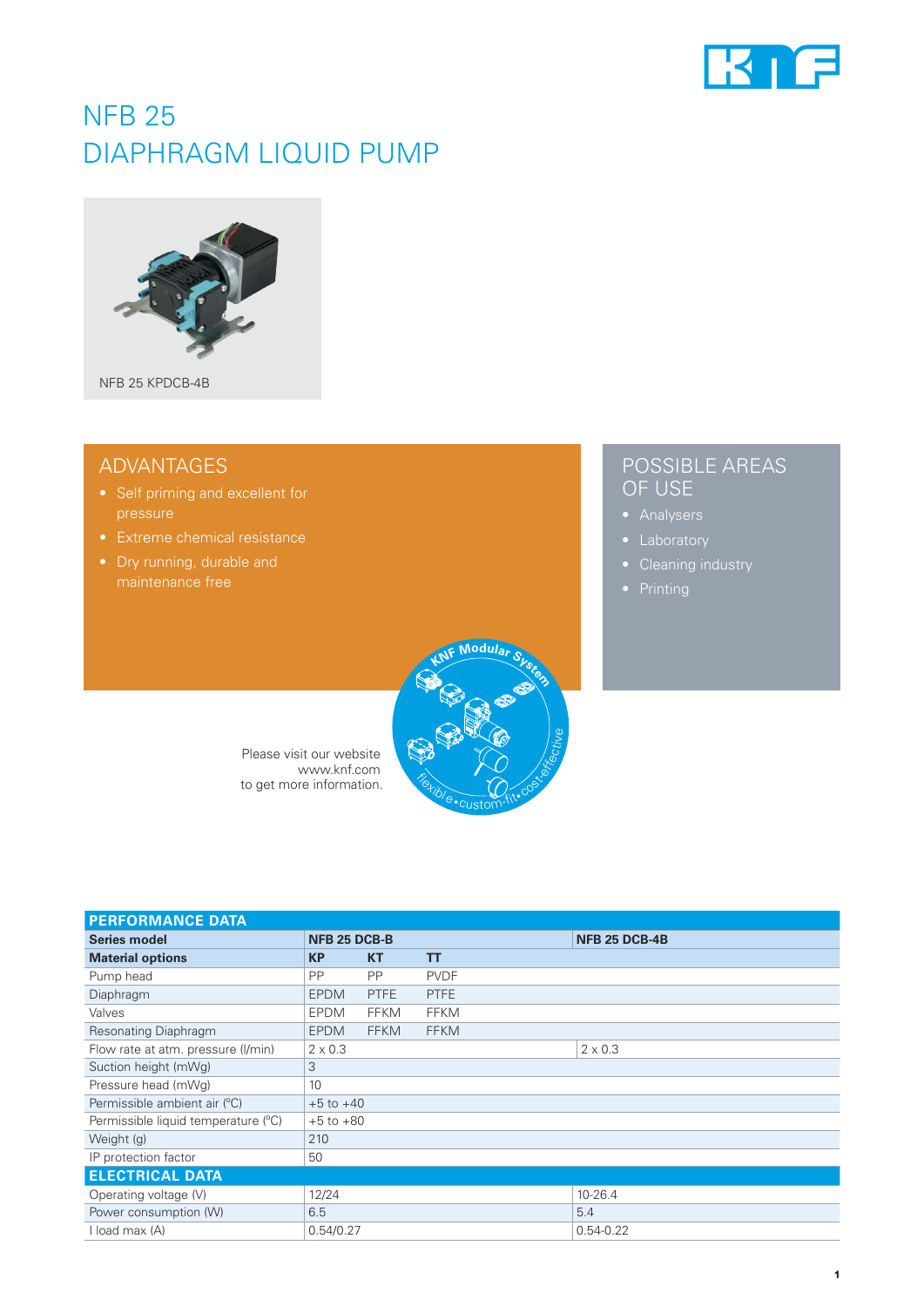# NFB 25
# DIAPHRAGM LIQUID PUMP

NFB 25 KPDCB-4B

## ADVANTAGES

- Self priming and excellent for pressure
- Extreme chemical resistance
- Dry running, durable and maintenance free

## POSSIBLE AREAS OF USE

- Analysers
- Laboratory
- Cleaning industry
- Printing

Please visit our website www.knf.com to get more information.

KNF Modular System – flexible • custom-fit • cost-effective

| PERFORMANCE DATA | | | | |
|---|---|---|---|---|
| **Series model** | **NFB 25 DCB-B** | | | **NFB 25 DCB-4B** |
| **Material options** | **KP** | **KT** | **TT** | |
| Pump head | PP | PP | PVDF | |
| Diaphragm | EPDM | PTFE | PTFE | |
| Valves | EPDM | FFKM | FFKM | |
| Resonating Diaphragm | EPDM | FFKM | FFKM | |
| Flow rate at atm. pressure (l/min) | 2 x 0.3 | | | 2 x 0.3 |
| Suction height (mWg) | 3 | | | |
| Pressure head (mWg) | 10 | | | |
| Permissible ambient air (°C) | +5 to +40 | | | |
| Permissible liquid temperature (°C) | +5 to +80 | | | |
| Weight (g) | 210 | | | |
| IP protection factor | 50 | | | |
| **ELECTRICAL DATA** | | | | |
| Operating voltage (V) | 12/24 | | | 10-26.4 |
| Power consumption (W) | 6.5 | | | 5.4 |
| I load max (A) | 0.54/0.27 | | | 0.54-0.22 |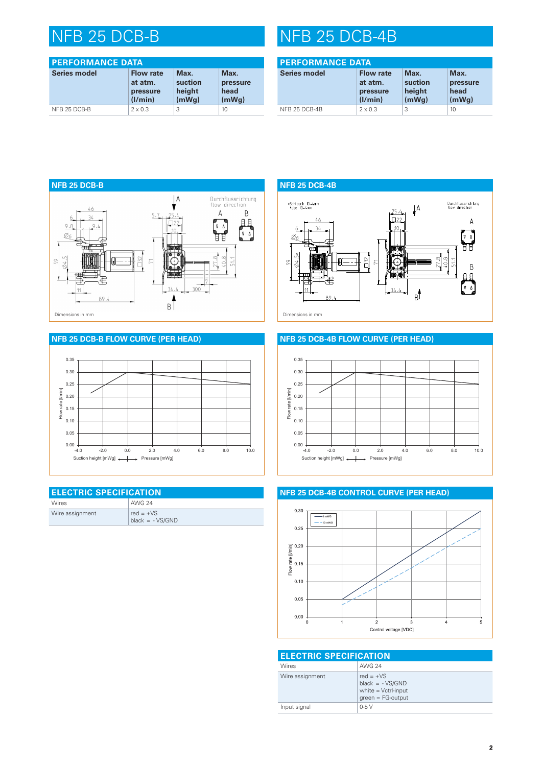# NFB 25 DCB-B

## PERFORMANCE DATA

| Series model | Flow rate at atm. pressure (l/min) | Max. suction height (mWg) | Max. pressure head (mWg) |
|---|---|---|---|
| NFB 25 DCB-B | 2 x 0.3 | 3 | 10 |

## NFB 25 DCB-B

Dimensions in mm

## NFB 25 DCB-B FLOW CURVE (PER HEAD)

## ELECTRIC SPECIFICATION

| Wires | AWG 24 |
|---|---|
| Wire assignment | red = +VS<br>black = - VS/GND |

# NFB 25 DCB-4B

## PERFORMANCE DATA

| Series model | Flow rate at atm. pressure (l/min) | Max. suction height (mWg) | Max. pressure head (mWg) |
|---|---|---|---|
| NFB 25 DCB-4B | 2 x 0.3 | 3 | 10 |

## NFB 25 DCB-4B

Dimensions in mm

## NFB 25 DCB-4B FLOW CURVE (PER HEAD)

## NFB 25 DCB-4B CONTROL CURVE (PER HEAD)

## ELECTRIC SPECIFICATION

| Wires | AWG 24 |
|---|---|
| Wire assignment | red = +VS<br>black = - VS/GND<br>white = Vctrl-input<br>green = FG-output |
| Input signal | 0-5 V |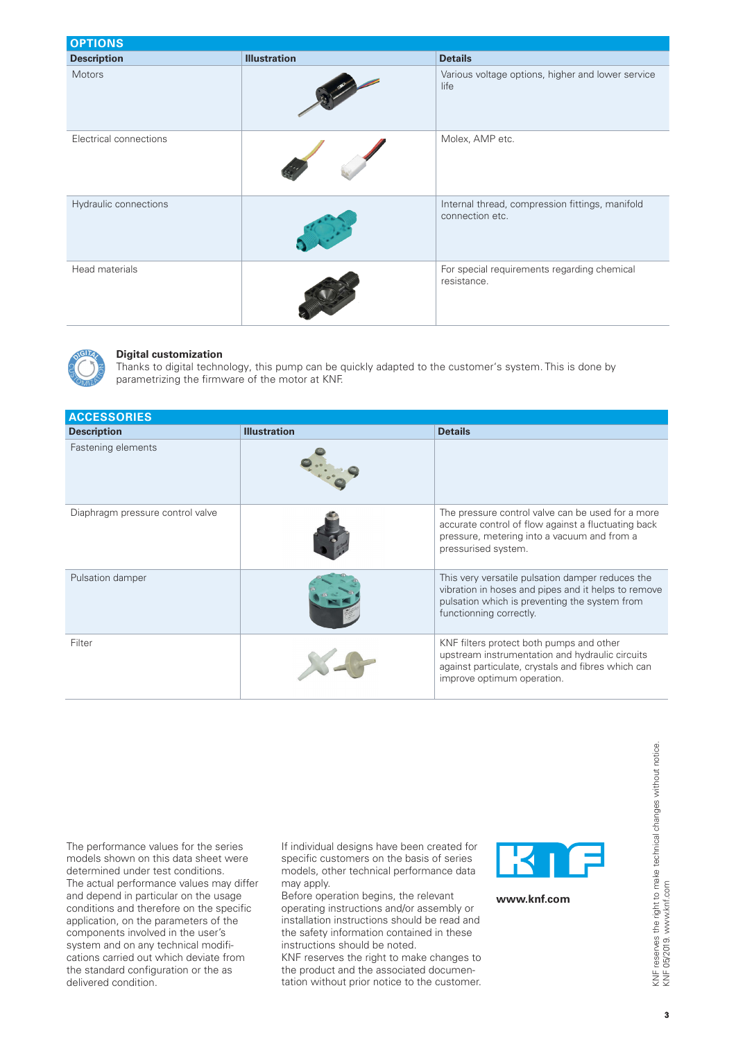## OPTIONS

| Description | Illustration | Details |
|---|---|---|
| Motors | | Various voltage options, higher and lower service life |
| Electrical connections | | Molex, AMP etc. |
| Hydraulic connections | | Internal thread, compression fittings, manifold connection etc. |
| Head materials | | For special requirements regarding chemical resistance. |

**Digital customization**
Thanks to digital technology, this pump can be quickly adapted to the customer's system. This is done by parametrizing the firmware of the motor at KNF.

## ACCESSORIES

| Description | Illustration | Details |
|---|---|---|
| Fastening elements | | |
| Diaphragm pressure control valve | | The pressure control valve can be used for a more accurate control of flow against a fluctuating back pressure, metering into a vacuum and from a pressurised system. |
| Pulsation damper | | This very versatile pulsation damper reduces the vibration in hoses and pipes and it helps to remove pulsation which is preventing the system from functionning correctly. |
| Filter | | KNF filters protect both pumps and other upstream instrumentation and hydraulic circuits against particulate, crystals and fibres which can improve optimum operation. |

The performance values for the series models shown on this data sheet were determined under test conditions.
The actual performance values may differ and depend in particular on the usage conditions and therefore on the specific application, on the parameters of the components involved in the user's system and on any technical modifications carried out which deviate from the standard configuration or the as delivered condition.

If individual designs have been created for specific customers on the basis of series models, other technical performance data may apply.
Before operation begins, the relevant operating instructions and/or assembly or installation instructions should be read and the safety information contained in these instructions should be noted.
KNF reserves the right to make changes to the product and the associated documentation without prior notice to the customer.

KNF

**www.knf.com**

KNF reserves the right to make technical changes without notice.
KNF 05/2019. www.knf.com